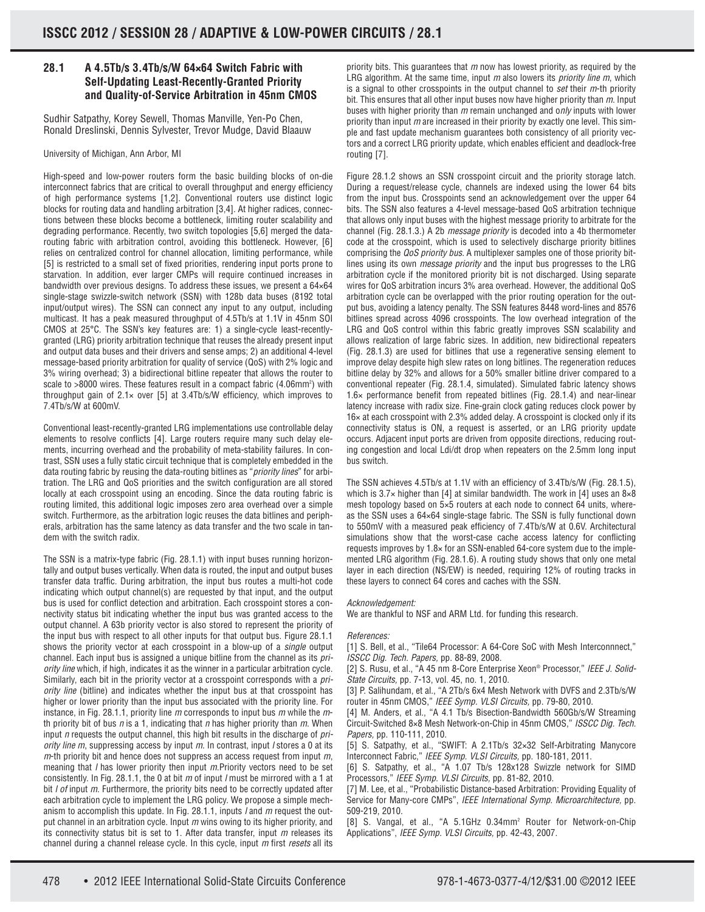## 28.1 A 4.5Tb/s 3.4Tb/s/W 64×64 Switch Fabric with Self-Updating Least-Recently-Granted Priority and Quality-of-Service Arbitration in 45nm CMOS

Sudhir Satpathy, Korey Sewell, Thomas Manville, Yen-Po Chen, Ronald Dreslinski, Dennis Sylvester, Trevor Mudge, David Blaauw

University of Michigan, Ann Arbor, MI

High-speed and low-power routers form the basic building blocks of on-die interconnect fabrics that are critical to overall throughput and energy efficiency of high performance systems [1,2]. Conventional routers use distinct logic blocks for routing data and handling arbitration [3,4]. At higher radices, connections between these blocks become a bottleneck, limiting router scalability and degrading performance. Recently, two switch topologies [5,6] merged the data-routing fabric with arbitration control, avoiding this bottleneck. However, [6] relies on centralized control for channel allocation, limiting performance, while [5] is restricted to a small set of fixed priorities, rendering input ports prone to starvation. In addition, ever larger CMPs will require continued increases in bandwidth over previous designs. To address these issues, we present a 64×64 single-stage swizzle-switch network (SSN) with 128b data buses (8192 total input/output wires). The SSN can connect any input to any output, including multicast. It has a peak measured throughput of 4.5Tb/s at 1.1V in 45nm SOI CMOS at 25°C. The SSN's key features are: 1) a single-cycle least-recently-granted (LRG) priority arbitration technique that reuses the already present input and output data buses and their drivers and sense amps; 2) an additional 4-level message-based priority arbitration for quality of service (QoS) with 2% logic and 3% wiring overhead; 3) a bidirectional bitline repeater that allows the router to scale to >8000 wires. These features result in a compact fabric (4.06mm$^2$) with throughput gain of 2.1× over [5] at 3.4Tb/s/W efficiency, which improves to 7.4Tb/s/W at 600mV.

Conventional least-recently-granted LRG implementations use controllable delay elements to resolve conflicts [4]. Large routers require many such delay elements, incurring overhead and the probability of meta-stability failures. In contrast, SSN uses a fully static circuit technique that is completely embedded in the data routing fabric by reusing the data-routing bitlines as "*priority lines*" for arbitration. The LRG and QoS priorities and the switch configuration are all stored locally at each crosspoint using an encoding. Since the data routing fabric is routing limited, this additional logic imposes zero area overhead over a simple switch. Furthermore, as the arbitration logic reuses the data bitlines and peripherals, arbitration has the same latency as data transfer and the two scale in tandem with the switch radix.

The SSN is a matrix-type fabric (Fig. 28.1.1) with input buses running horizontally and output buses vertically. When data is routed, the input and output buses transfer data traffic. During arbitration, the input bus routes a multi-hot code indicating which output channel(s) are requested by that input, and the output bus is used for conflict detection and arbitration. Each crosspoint stores a connectivity status bit indicating whether the input bus was granted access to the output channel. A 63b priority vector is also stored to represent the priority of the input bus with respect to all other inputs for that output bus. Figure 28.1.1 shows the priority vector at each crosspoint in a blow-up of a *single* output channel. Each input bus is assigned a unique bitline from the channel as its *priority line* which, if high, indicates it as the winner in a particular arbitration cycle. Similarly, each bit in the priority vector at a crosspoint corresponds with a *priority line* (bitline) and indicates whether the input bus at that crosspoint has higher or lower priority than the input bus associated with the priority line. For instance, in Fig. 28.1.1, priority line *m* corresponds to input bus *m* while the *m*-th priority bit of bus *n* is a 1, indicating that *n* has higher priority than *m*. When input *n* requests the output channel, this high bit results in the discharge of *priority line m*, suppressing access by input *m*. In contrast, input *l* stores a 0 at its *m*-th priority bit and hence does not suppress an access request from input *m*, meaning that *l* has lower priority then input *m*.Priority vectors need to be set consistently. In Fig. 28.1.1, the 0 at bit *m* of input *l* must be mirrored with a 1 at bit *l of* input *m*. Furthermore, the priority bits need to be correctly updated after each arbitration cycle to implement the LRG policy. We propose a simple mechanism to accomplish this update. In Fig. 28.1.1, inputs *l* and *m* request the output channel in an arbitration cycle. Input *m* wins owing to its higher priority, and its connectivity status bit is set to 1. After data transfer, input *m* releases its channel during a channel release cycle. In this cycle, input *m* first *resets* all its priority bits. This guarantees that *m* now has lowest priority, as required by the LRG algorithm. At the same time, input *m* also lowers its *priority line m*, which is a signal to other crosspoints in the output channel to *set* their *m*-th priority bit. This ensures that all other input buses now have higher priority than *m*. Input buses with higher priority than *m* remain unchanged and o*nly* inputs with lower priority than input *m* are increased in their priority by exactly one level. This simple and fast update mechanism guarantees both consistency of all priority vectors and a correct LRG priority update, which enables efficient and deadlock-free routing [7].

Figure 28.1.2 shows an SSN crosspoint circuit and the priority storage latch. During a request/release cycle, channels are indexed using the lower 64 bits from the input bus. Crosspoints send an acknowledgement over the upper 64 bits. The SSN also features a 4-level message-based QoS arbitration technique that allows only input buses with the highest message priority to arbitrate for the channel (Fig. 28.1.3.) A 2b *message priority* is decoded into a 4b thermometer code at the crosspoint, which is used to selectively discharge priority bitlines comprising the *QoS priority bus*. A multiplexer samples one of those priority bitlines using its own *message priority* and the input bus progresses to the LRG arbitration cycle if the monitored priority bit is not discharged. Using separate wires for QoS arbitration incurs 3% area overhead. However, the additional QoS arbitration cycle can be overlapped with the prior routing operation for the output bus, avoiding a latency penalty. The SSN features 8448 word-lines and 8576 bitlines spread across 4096 crosspoints. The low overhead integration of the LRG and QoS control within this fabric greatly improves SSN scalability and allows realization of large fabric sizes. In addition, new bidirectional repeaters (Fig. 28.1.3) are used for bitlines that use a regenerative sensing element to improve delay despite high slew rates on long bitlines. The regeneration reduces bitline delay by 32% and allows for a 50% smaller bitline driver compared to a conventional repeater (Fig. 28.1.4, simulated). Simulated fabric latency shows 1.6× performance benefit from repeated bitlines (Fig. 28.1.4) and near-linear latency increase with radix size. Fine-grain clock gating reduces clock power by 16× at each crosspoint with 2.3% added delay. A crosspoint is clocked only if its connectivity status is ON, a request is asserted, or an LRG priority update occurs. Adjacent input ports are driven from opposite directions, reducing routing congestion and local Ldi/dt drop when repeaters on the 2.5mm long input bus switch.

The SSN achieves 4.5Tb/s at 1.1V with an efficiency of 3.4Tb/s/W (Fig. 28.1.5), which is 3.7× higher than [4] at similar bandwidth. The work in [4] uses an 8×8 mesh topology based on 5×5 routers at each node to connect 64 units, whereas the SSN uses a 64×64 single-stage fabric. The SSN is fully functional down to 550mV with a measured peak efficiency of 7.4Tb/s/W at 0.6V. Architectural simulations show that the worst-case cache access latency for conflicting requests improves by 1.8× for an SSN-enabled 64-core system due to the implemented LRG algorithm (Fig. 28.1.6). A routing study shows that only one metal layer in each direction (NS/EW) is needed, requiring 12% of routing tracks in these layers to connect 64 cores and caches with the SSN.

*Acknowledgement:*

We are thankful to NSF and ARM Ltd. for funding this research.

*References:*

[1] S. Bell, et al., "Tile64 Processor: A 64-Core SoC with Mesh Interconnnect," *ISSCC Dig. Tech. Papers,* pp. 88-89, 2008.

[2] S. Rusu, et al., "A 45 nm 8-Core Enterprise Xeon® Processor," *IEEE J. Solid-State Circuits,* pp. 7-13, vol. 45, no. 1, 2010.

[3] P. Salihundam, et al., "A 2Tb/s 6x4 Mesh Network with DVFS and 2.3Tb/s/W router in 45nm CMOS," *IEEE Symp. VLSI Circuits,* pp. 79-80, 2010.

[4] M. Anders, et al., "A 4.1 Tb/s Bisection-Bandwidth 560Gb/s/W Streaming Circuit-Switched 8×8 Mesh Network-on-Chip in 45nm CMOS," *ISSCC Dig. Tech. Papers,* pp. 110-111, 2010.

[5] S. Satpathy, et al., "SWIFT: A 2.1Tb/s 32×32 Self-Arbitrating Manycore Interconnect Fabric," *IEEE Symp. VLSI Circuits,* pp. 180-181, 2011.

[6] S. Satpathy, et al., "A 1.07 Tb/s 128x128 Swizzle network for SIMD Processors," *IEEE Symp. VLSI Circuits,* pp. 81-82, 2010.

[7] M. Lee, et al., "Probabilistic Distance-based Arbitration: Providing Equality of Service for Many-core CMPs", *IEEE International Symp. Microarchitecture,* pp. 509-219, 2010.

[8] S. Vangal, et al., "A 5.1GHz 0.34mm$^2$ Router for Network-on-Chip Applications", *IEEE Symp. VLSI Circuits,* pp. 42-43, 2007.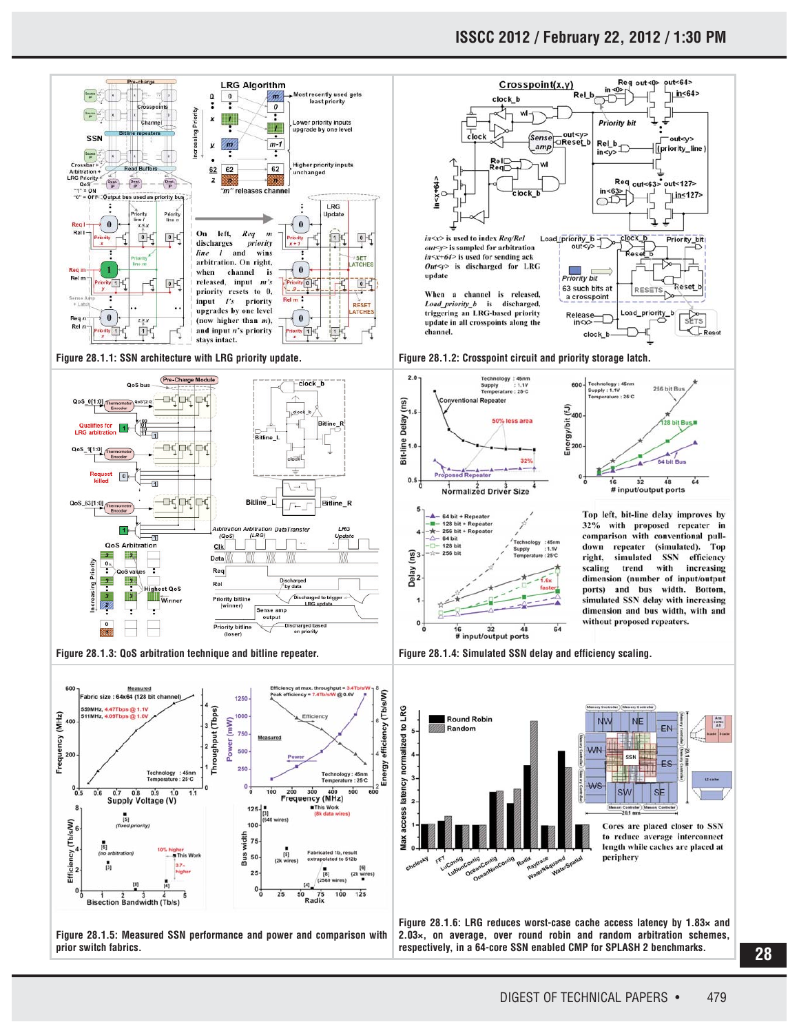Figure 28.1.1: SSN architecture with LRG priority update.

Figure 28.1.2: Crosspoint circuit and priority storage latch.

Figure 28.1.3: QoS arbitration technique and bitline repeater.

Top left, bit-line delay improves by 32% with proposed repeater in comparison with conventional pull-down repeater (simulated). Top right, simulated SSN efficiency scaling trend with increasing dimension (number of input/output ports) and bus width. Bottom, simulated SSN delay with increasing dimension and bus width, with and without proposed repeaters.

Figure 28.1.4: Simulated SSN delay and efficiency scaling.

Figure 28.1.5: Measured SSN performance and power and comparison with prior switch fabrics.

Cores are placed closer to SSN to reduce average interconnect length while caches are placed at periphery

Figure 28.1.6: LRG reduces worst-case cache access latency by 1.83× and 2.03×, on average, over round robin and random arbitration schemes, respectively, in a 64-core SSN enabled CMP for SPLASH 2 benchmarks.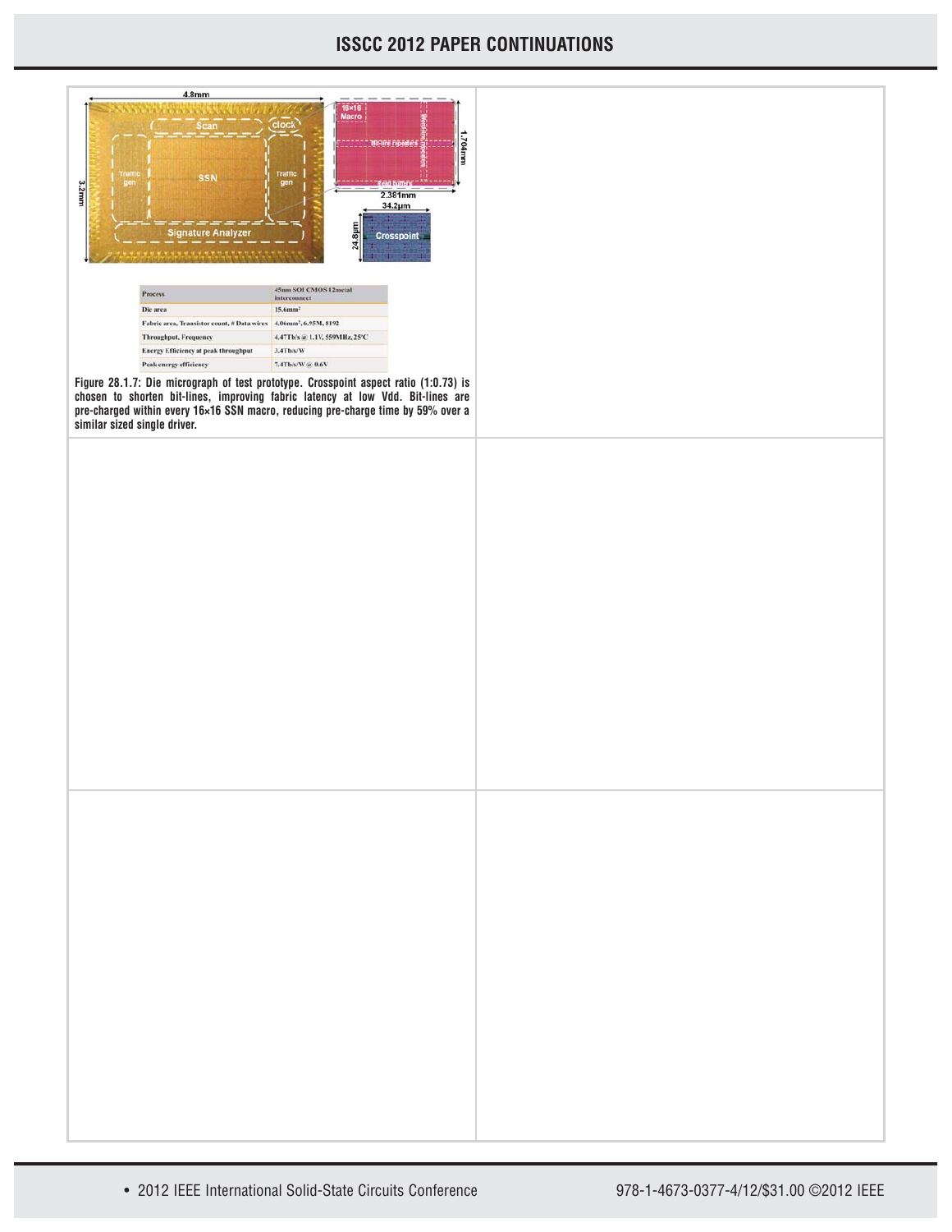| Process | 45nm SOI CMOS 12metal interconnect |
|---|---|
| Die area | 15.6mm² |
| Fabric area, Transistor count, # Data wires | 4.06mm², 6.95M, 8192 |
| Throughput, Frequency | 4.47Tb/s @ 1.1V, 559MHz, 25°C |
| Energy Efficiency at peak throughput | 3.4Tb/s/W |
| Peak energy efficiency | 7.4Tb/s/W @ 0.6V |

Figure 28.1.7: Die micrograph of test prototype. Crosspoint aspect ratio (1:0.73) is chosen to shorten bit-lines, improving fabric latency at low Vdd. Bit-lines are pre-charged within every 16×16 SSN macro, reducing pre-charge time by 59% over a similar sized single driver.